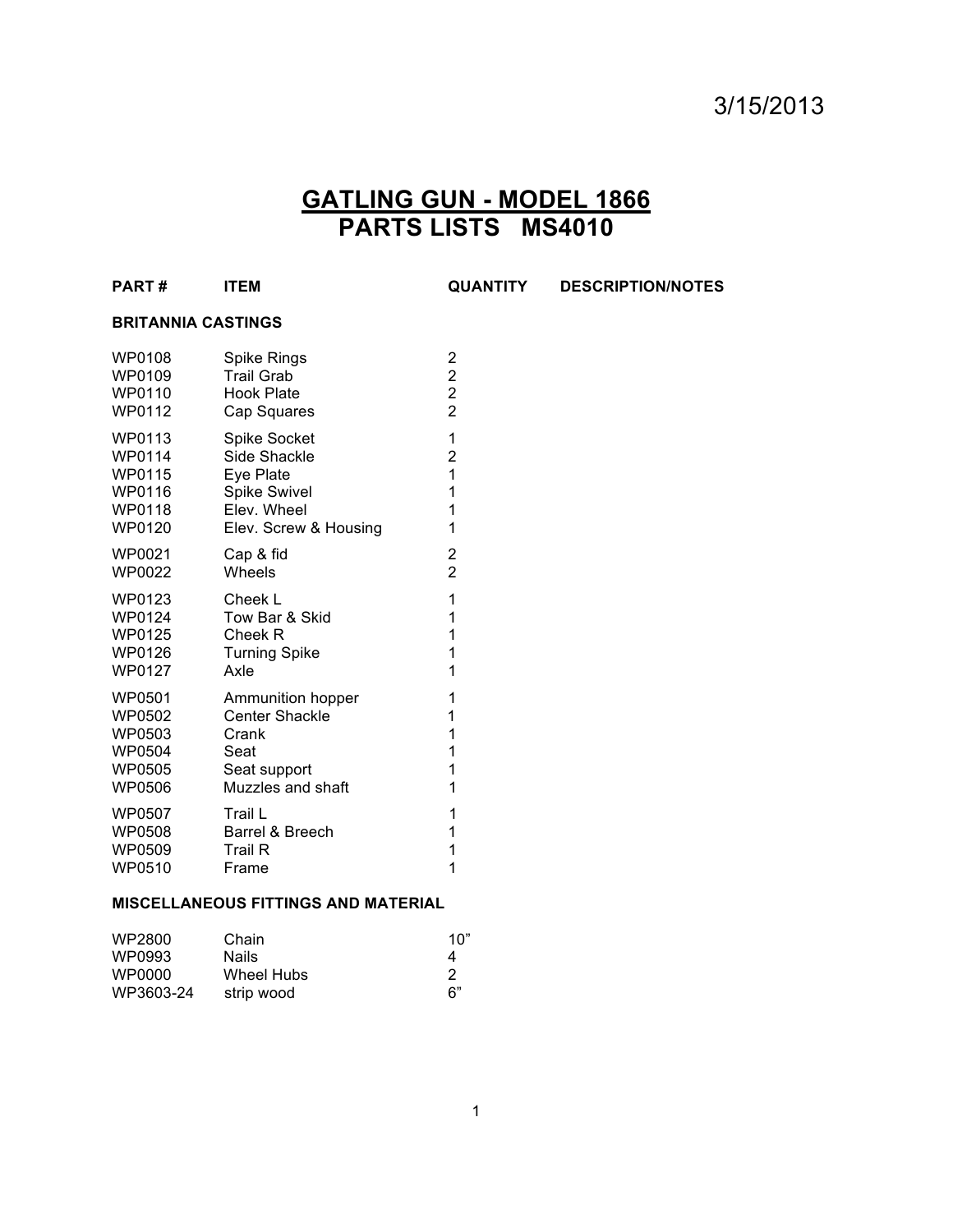3/15/2013

# GATLING GUN - MODEL 1866
# PARTS LISTS MS4010

| PART # | ITEM | QUANTITY | DESCRIPTION/NOTES |
|---|---|---|---|
| **BRITANNIA CASTINGS** | | | |
| WP0108 | Spike Rings | 2 | |
| WP0109 | Trail Grab | 2 | |
| WP0110 | Hook Plate | 2 | |
| WP0112 | Cap Squares | 2 | |
| WP0113 | Spike Socket | 1 | |
| WP0114 | Side Shackle | 2 | |
| WP0115 | Eye Plate | 1 | |
| WP0116 | Spike Swivel | 1 | |
| WP0118 | Elev. Wheel | 1 | |
| WP0120 | Elev. Screw & Housing | 1 | |
| WP0021 | Cap & fid | 2 | |
| WP0022 | Wheels | 2 | |
| WP0123 | Cheek L | 1 | |
| WP0124 | Tow Bar & Skid | 1 | |
| WP0125 | Cheek R | 1 | |
| WP0126 | Turning Spike | 1 | |
| WP0127 | Axle | 1 | |
| WP0501 | Ammunition hopper | 1 | |
| WP0502 | Center Shackle | 1 | |
| WP0503 | Crank | 1 | |
| WP0504 | Seat | 1 | |
| WP0505 | Seat support | 1 | |
| WP0506 | Muzzles and shaft | 1 | |
| WP0507 | Trail L | 1 | |
| WP0508 | Barrel & Breech | 1 | |
| WP0509 | Trail R | 1 | |
| WP0510 | Frame | 1 | |
| **MISCELLANEOUS FITTINGS AND MATERIAL** | | | |
| WP2800 | Chain | 10” | |
| WP0993 | Nails | 4 | |
| WP0000 | Wheel Hubs | 2 | |
| WP3603-24 | strip wood | 6” | |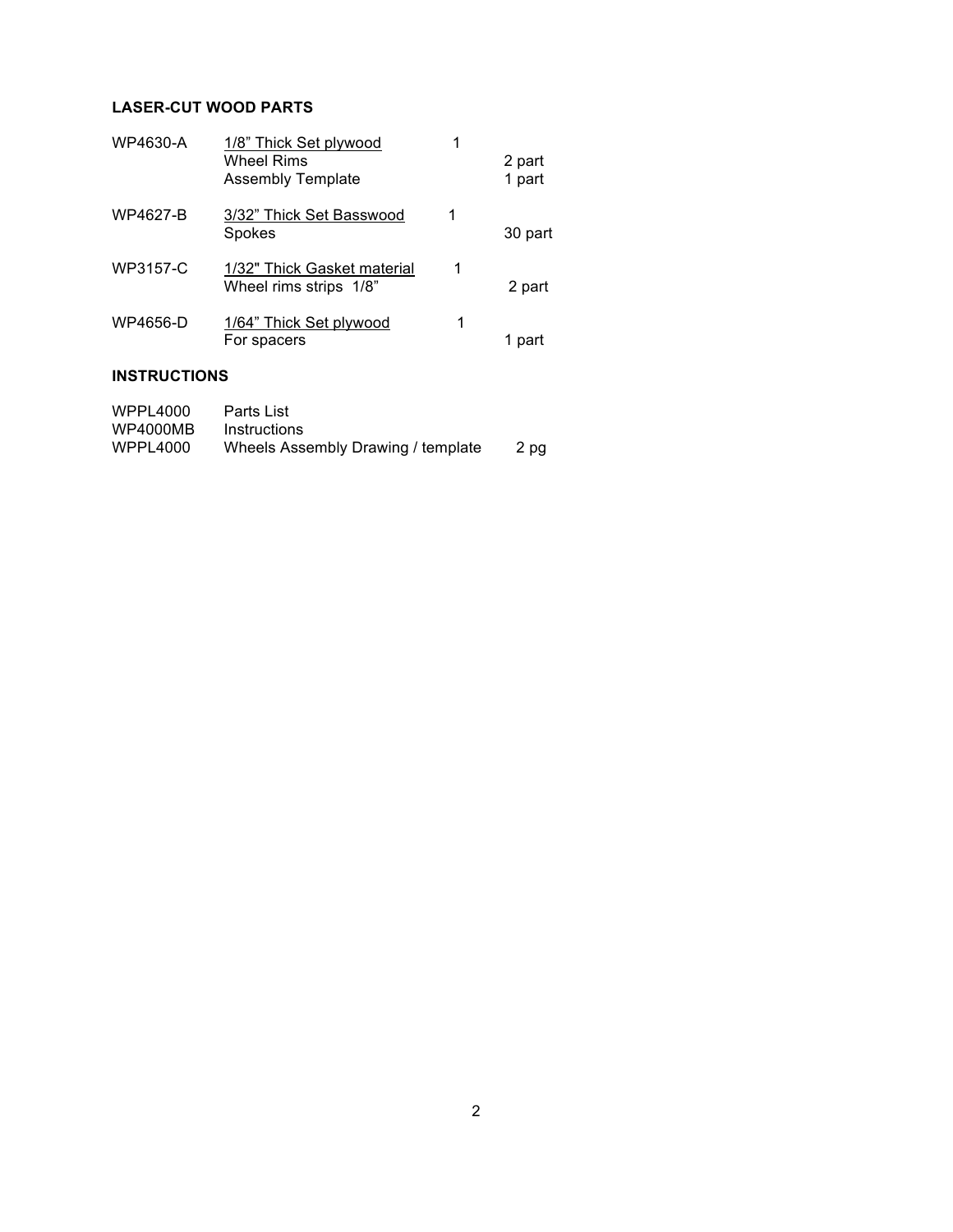**LASER-CUT WOOD PARTS**

| | | | |
|---|---|---|---|
| WP4630-A | <u>1/8” Thick Set plywood</u> | 1 | |
| | Wheel Rims | | 2 part |
| | Assembly Template | | 1 part |
| WP4627-B | <u>3/32” Thick Set Basswood</u> | 1 | |
| | Spokes | | 30 part |
| WP3157-C | <u>1/32" Thick Gasket material</u> | 1 | |
| | Wheel rims strips 1/8” | | 2 part |
| WP4656-D | <u>1/64” Thick Set plywood</u> | 1 | |
| | For spacers | | 1 part |

**INSTRUCTIONS**

| | | |
|---|---|---|
| WPPL4000 | Parts List | |
| WP4000MB | Instructions | |
| WPPL4000 | Wheels Assembly Drawing / template | 2 pg |